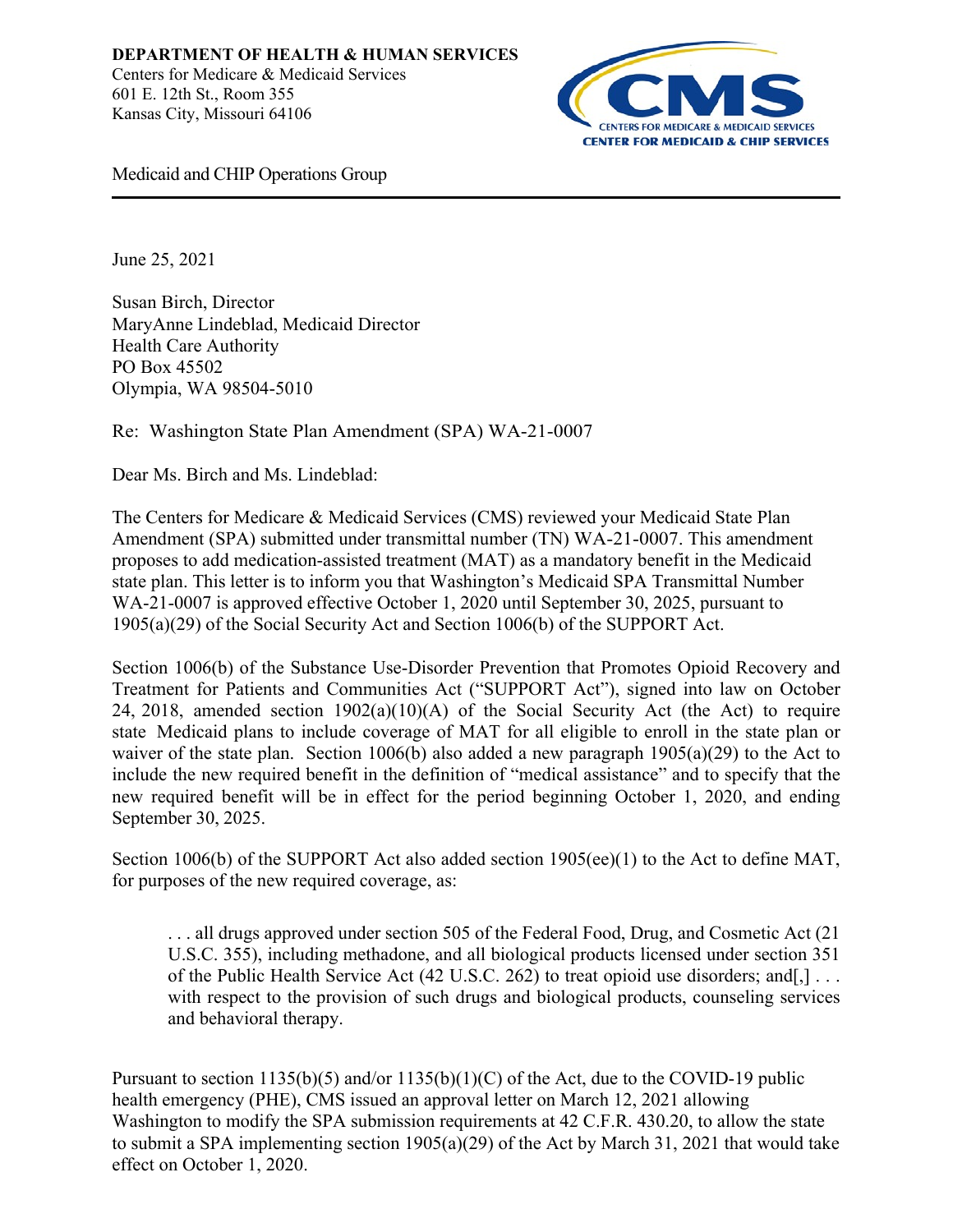**DEPARTMENT OF HEALTH & HUMAN SERVICES**
Centers for Medicare & Medicaid Services
601 E. 12th St., Room 355
Kansas City, Missouri 64106

CMS
CENTERS FOR MEDICARE & MEDICAID SERVICES
CENTER FOR MEDICAID & CHIP SERVICES

Medicaid and CHIP Operations Group

---

June 25, 2021

Susan Birch, Director
MaryAnne Lindeblad, Medicaid Director
Health Care Authority
PO Box 45502
Olympia, WA 98504-5010

Re: Washington State Plan Amendment (SPA) WA-21-0007

Dear Ms. Birch and Ms. Lindeblad:

The Centers for Medicare & Medicaid Services (CMS) reviewed your Medicaid State Plan Amendment (SPA) submitted under transmittal number (TN) WA-21-0007. This amendment proposes to add medication-assisted treatment (MAT) as a mandatory benefit in the Medicaid state plan. This letter is to inform you that Washington's Medicaid SPA Transmittal Number WA-21-0007 is approved effective October 1, 2020 until September 30, 2025, pursuant to 1905(a)(29) of the Social Security Act and Section 1006(b) of the SUPPORT Act.

Section 1006(b) of the Substance Use-Disorder Prevention that Promotes Opioid Recovery and Treatment for Patients and Communities Act ("SUPPORT Act"), signed into law on October 24, 2018, amended section 1902(a)(10)(A) of the Social Security Act (the Act) to require state Medicaid plans to include coverage of MAT for all eligible to enroll in the state plan or waiver of the state plan. Section 1006(b) also added a new paragraph 1905(a)(29) to the Act to include the new required benefit in the definition of "medical assistance" and to specify that the new required benefit will be in effect for the period beginning October 1, 2020, and ending September 30, 2025.

Section 1006(b) of the SUPPORT Act also added section 1905(ee)(1) to the Act to define MAT, for purposes of the new required coverage, as:

> . . . all drugs approved under section 505 of the Federal Food, Drug, and Cosmetic Act (21 U.S.C. 355), including methadone, and all biological products licensed under section 351 of the Public Health Service Act (42 U.S.C. 262) to treat opioid use disorders; and[,] . . . with respect to the provision of such drugs and biological products, counseling services and behavioral therapy.

Pursuant to section 1135(b)(5) and/or 1135(b)(1)(C) of the Act, due to the COVID-19 public health emergency (PHE), CMS issued an approval letter on March 12, 2021 allowing Washington to modify the SPA submission requirements at 42 C.F.R. 430.20, to allow the state to submit a SPA implementing section 1905(a)(29) of the Act by March 31, 2021 that would take effect on October 1, 2020.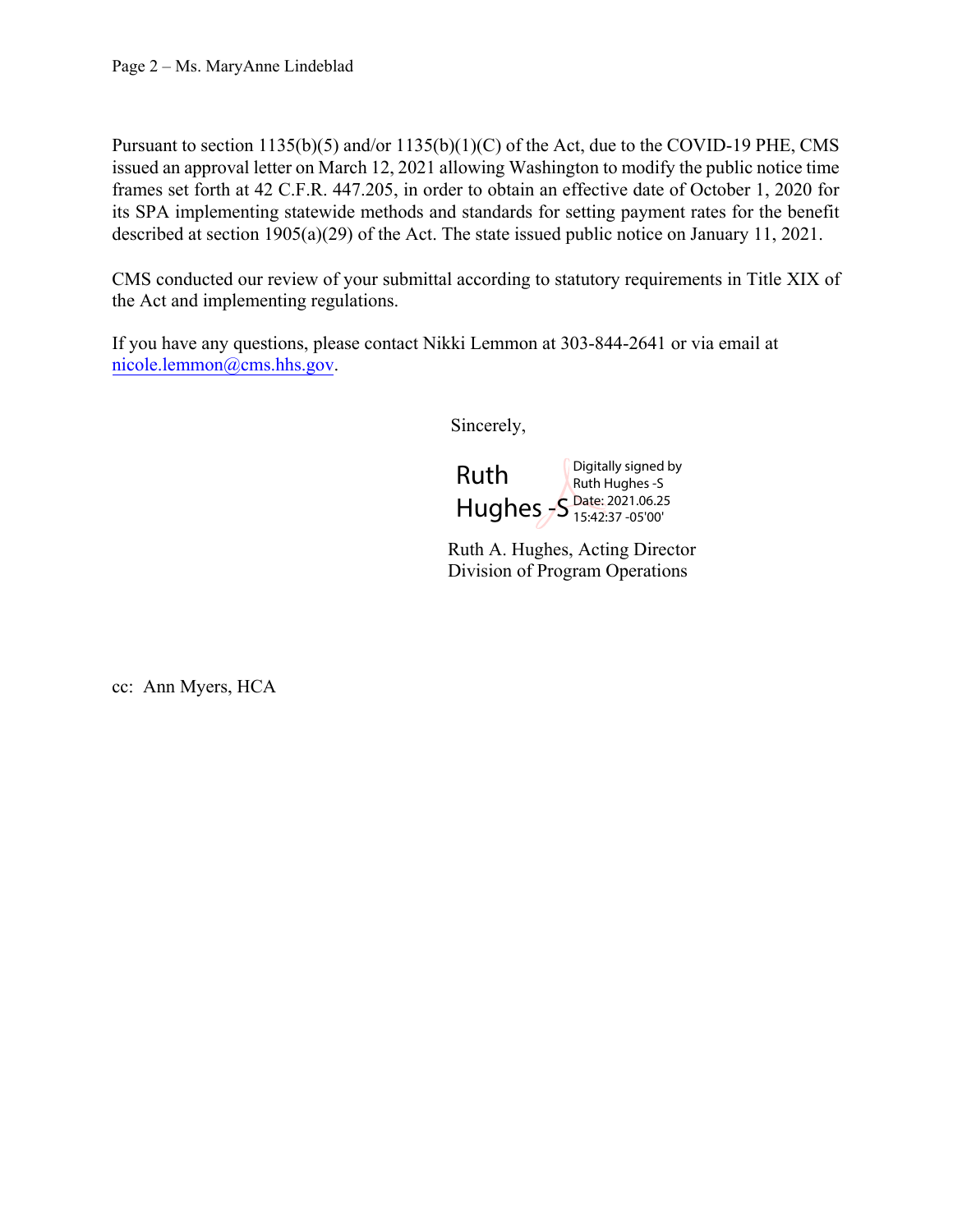Pursuant to section 1135(b)(5) and/or 1135(b)(1)(C) of the Act, due to the COVID-19 PHE, CMS issued an approval letter on March 12, 2021 allowing Washington to modify the public notice time frames set forth at 42 C.F.R. 447.205, in order to obtain an effective date of October 1, 2020 for its SPA implementing statewide methods and standards for setting payment rates for the benefit described at section 1905(a)(29) of the Act. The state issued public notice on January 11, 2021.

CMS conducted our review of your submittal according to statutory requirements in Title XIX of the Act and implementing regulations.

If you have any questions, please contact Nikki Lemmon at 303-844-2641 or via email at nicole.lemmon@cms.hhs.gov.

Sincerely,

Ruth Hughes -S
Digitally signed by Ruth Hughes -S
Date: 2021.06.25 15:42:37 -05'00'

Ruth A. Hughes, Acting Director
Division of Program Operations

cc: Ann Myers, HCA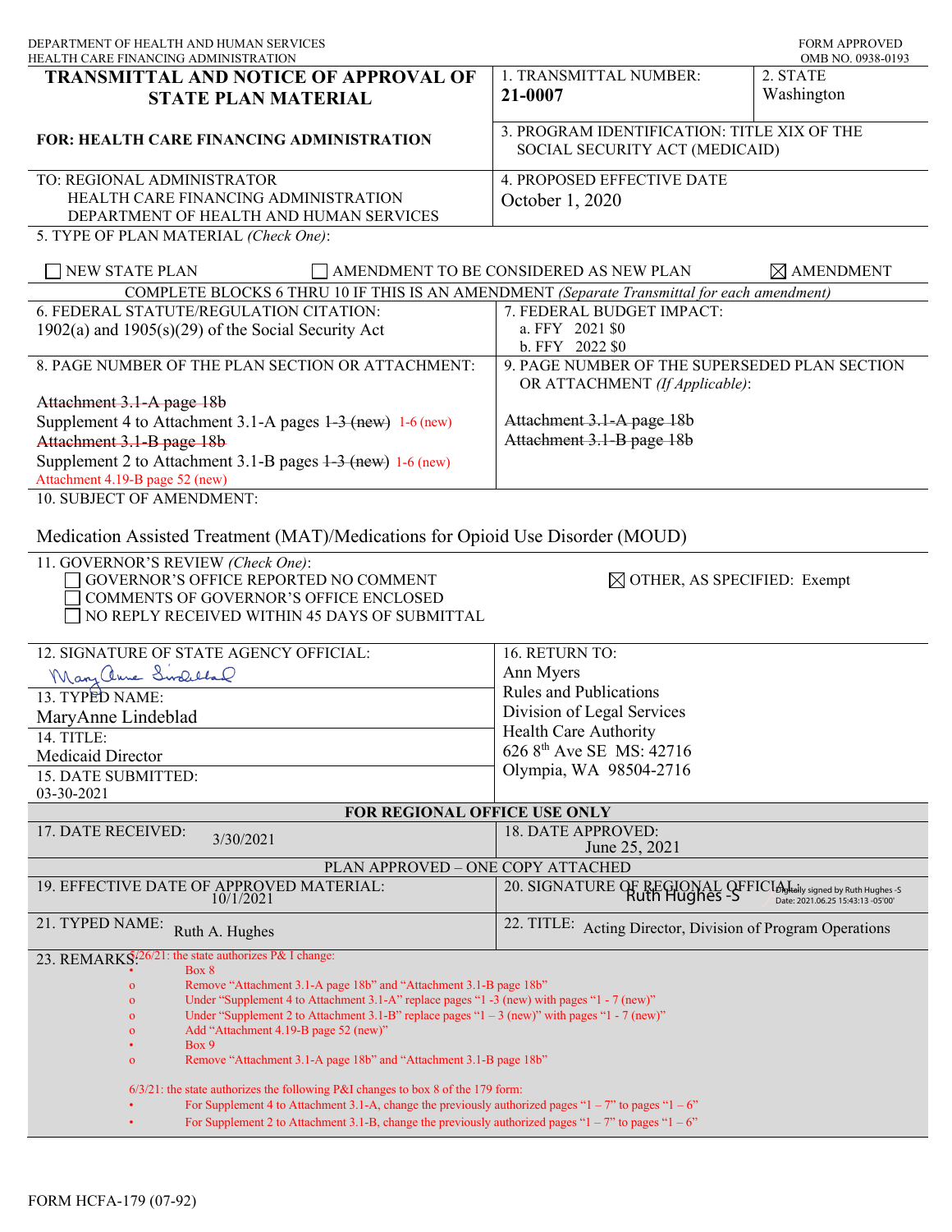DEPARTMENT OF HEALTH AND HUMAN SERVICES
HEALTH CARE FINANCING ADMINISTRATION

FORM APPROVED
OMB NO. 0938-0193

# TRANSMITTAL AND NOTICE OF APPROVAL OF STATE PLAN MATERIAL

**FOR: HEALTH CARE FINANCING ADMINISTRATION**

| | |
|---|---|
| 1. TRANSMITTAL NUMBER: **21-0007** | 2. STATE Washington |
| 3. PROGRAM IDENTIFICATION: TITLE XIX OF THE SOCIAL SECURITY ACT (MEDICAID) | |

TO: REGIONAL ADMINISTRATOR
HEALTH CARE FINANCING ADMINISTRATION
DEPARTMENT OF HEALTH AND HUMAN SERVICES

4. PROPOSED EFFECTIVE DATE
October 1, 2020

5. TYPE OF PLAN MATERIAL *(Check One)*:

☐ NEW STATE PLAN ☐ AMENDMENT TO BE CONSIDERED AS NEW PLAN ☒ AMENDMENT

COMPLETE BLOCKS 6 THRU 10 IF THIS IS AN AMENDMENT *(Separate Transmittal for each amendment)*

| 6. FEDERAL STATUTE/REGULATION CITATION: | 7. FEDERAL BUDGET IMPACT: |
|---|---|
| 1902(a) and 1905(s)(29) of the Social Security Act | a. FFY 2021 $0<br>b. FFY 2022 $0 |

| 8. PAGE NUMBER OF THE PLAN SECTION OR ATTACHMENT: | 9. PAGE NUMBER OF THE SUPERSEDED PLAN SECTION OR ATTACHMENT *(If Applicable)*: |
|---|---|
| ~~Attachment 3.1-A page 18b~~<br>Supplement 4 to Attachment 3.1-A pages ~~1-3 (new)~~ 1-6 (new)<br>~~Attachment 3.1-B page 18b~~<br>Supplement 2 to Attachment 3.1-B pages ~~1-3 (new)~~ 1-6 (new)<br>Attachment 4.19-B page 52 (new) | ~~Attachment 3.1-A page 18b~~<br>~~Attachment 3.1-B page 18b~~ |

10. SUBJECT OF AMENDMENT:

Medication Assisted Treatment (MAT)/Medications for Opioid Use Disorder (MOUD)

11. GOVERNOR'S REVIEW *(Check One)*:

☐ GOVERNOR'S OFFICE REPORTED NO COMMENT
☐ COMMENTS OF GOVERNOR'S OFFICE ENCLOSED
☐ NO REPLY RECEIVED WITHIN 45 DAYS OF SUBMITTAL
☒ OTHER, AS SPECIFIED: Exempt

| | |
|---|---|
| 12. SIGNATURE OF STATE AGENCY OFFICIAL: MaryAnne Lindeblad | 16. RETURN TO:<br>Ann Myers<br>Rules and Publications<br>Division of Legal Services<br>Health Care Authority<br>626 8th Ave SE MS: 42716<br>Olympia, WA 98504-2716 |
| 13. TYPED NAME: MaryAnne Lindeblad | |
| 14. TITLE: Medicaid Director | |
| 15. DATE SUBMITTED: 03-30-2021 | |

**FOR REGIONAL OFFICE USE ONLY**

| | |
|---|---|
| 17. DATE RECEIVED: 3/30/2021 | 18. DATE APPROVED: June 25, 2021 |

PLAN APPROVED – ONE COPY ATTACHED

| | |
|---|---|
| 19. EFFECTIVE DATE OF APPROVED MATERIAL: 10/1/2021 | 20. SIGNATURE OF REGIONAL OFFICIAL: Ruth Hughes -S (Digitally signed by Ruth Hughes -S Date: 2021.06.25 15:43:13 -05'00') |
| 21. TYPED NAME: Ruth A. Hughes | 22. TITLE: Acting Director, Division of Program Operations |

23. REMARKS:

5/26/21: the state authorizes P& I change:

- Box 8
  - Remove "Attachment 3.1-A page 18b" and "Attachment 3.1-B page 18b"
  - Under "Supplement 4 to Attachment 3.1-A" replace pages "1 -3 (new) with pages "1 - 7 (new)"
  - Under "Supplement 2 to Attachment 3.1-B" replace pages "1 – 3 (new)" with pages "1 - 7 (new)"
  - Add "Attachment 4.19-B page 52 (new)"
- Box 9
  - Remove "Attachment 3.1-A page 18b" and "Attachment 3.1-B page 18b"

6/3/21: the state authorizes the following P&I changes to box 8 of the 179 form:

- For Supplement 4 to Attachment 3.1-A, change the previously authorized pages "1 – 7" to pages "1 – 6"
- For Supplement 2 to Attachment 3.1-B, change the previously authorized pages "1 – 7" to pages "1 – 6"

FORM HCFA-179 (07-92)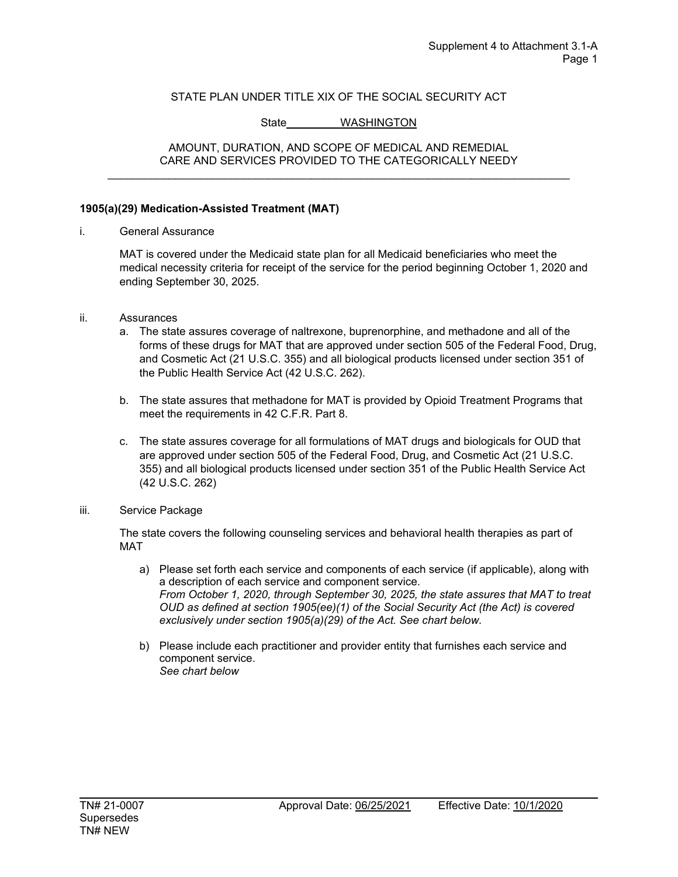STATE PLAN UNDER TITLE XIX OF THE SOCIAL SECURITY ACT

State WASHINGTON

AMOUNT, DURATION, AND SCOPE OF MEDICAL AND REMEDIAL CARE AND SERVICES PROVIDED TO THE CATEGORICALLY NEEDY

---

**1905(a)(29) Medication-Assisted Treatment (MAT)**

i. General Assurance

MAT is covered under the Medicaid state plan for all Medicaid beneficiaries who meet the medical necessity criteria for receipt of the service for the period beginning October 1, 2020 and ending September 30, 2025.

ii. Assurances

a. The state assures coverage of naltrexone, buprenorphine, and methadone and all of the forms of these drugs for MAT that are approved under section 505 of the Federal Food, Drug, and Cosmetic Act (21 U.S.C. 355) and all biological products licensed under section 351 of the Public Health Service Act (42 U.S.C. 262).

b. The state assures that methadone for MAT is provided by Opioid Treatment Programs that meet the requirements in 42 C.F.R. Part 8.

c. The state assures coverage for all formulations of MAT drugs and biologicals for OUD that are approved under section 505 of the Federal Food, Drug, and Cosmetic Act (21 U.S.C. 355) and all biological products licensed under section 351 of the Public Health Service Act (42 U.S.C. 262)

iii. Service Package

The state covers the following counseling services and behavioral health therapies as part of MAT

a) Please set forth each service and components of each service (if applicable), along with a description of each service and component service.
*From October 1, 2020, through September 30, 2025, the state assures that MAT to treat OUD as defined at section 1905(ee)(1) of the Social Security Act (the Act) is covered exclusively under section 1905(a)(29) of the Act. See chart below.*

b) Please include each practitioner and provider entity that furnishes each service and component service.
*See chart below*

TN# 21-0007 Approval Date: 06/25/2021 Effective Date: 10/1/2020
Supersedes
TN# NEW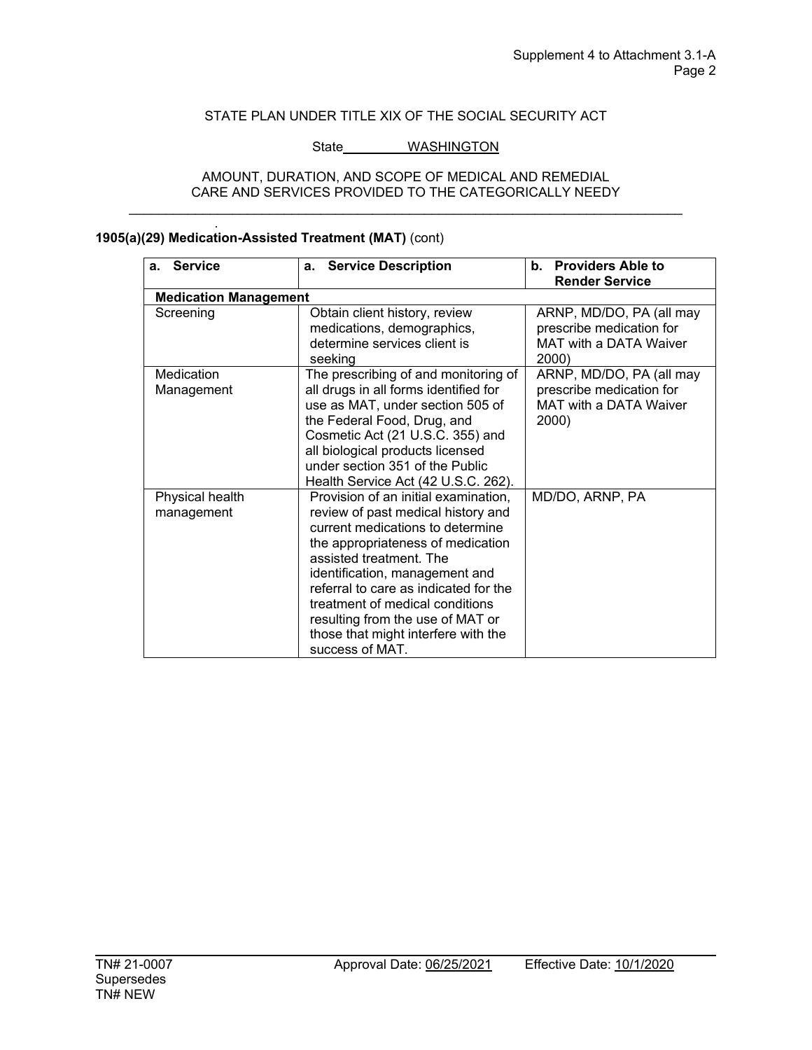STATE PLAN UNDER TITLE XIX OF THE SOCIAL SECURITY ACT

State WASHINGTON

AMOUNT, DURATION, AND SCOPE OF MEDICAL AND REMEDIAL CARE AND SERVICES PROVIDED TO THE CATEGORICALLY NEEDY

**1905(a)(29) Medication-Assisted Treatment (MAT)** (cont)

| a. Service | a. Service Description | b. Providers Able to Render Service |
|---|---|---|
| **Medication Management** | | |
| Screening | Obtain client history, review medications, demographics, determine services client is seeking | ARNP, MD/DO, PA (all may prescribe medication for MAT with a DATA Waiver 2000) |
| Medication Management | The prescribing of and monitoring of all drugs in all forms identified for use as MAT, under section 505 of the Federal Food, Drug, and Cosmetic Act (21 U.S.C. 355) and all biological products licensed under section 351 of the Public Health Service Act (42 U.S.C. 262). | ARNP, MD/DO, PA (all may prescribe medication for MAT with a DATA Waiver 2000) |
| Physical health management | Provision of an initial examination, review of past medical history and current medications to determine the appropriateness of medication assisted treatment. The identification, management and referral to care as indicated for the treatment of medical conditions resulting from the use of MAT or those that might interfere with the success of MAT. | MD/DO, ARNP, PA |

TN# 21-0007 Approval Date: 06/25/2021 Effective Date: 10/1/2020
Supersedes
TN# NEW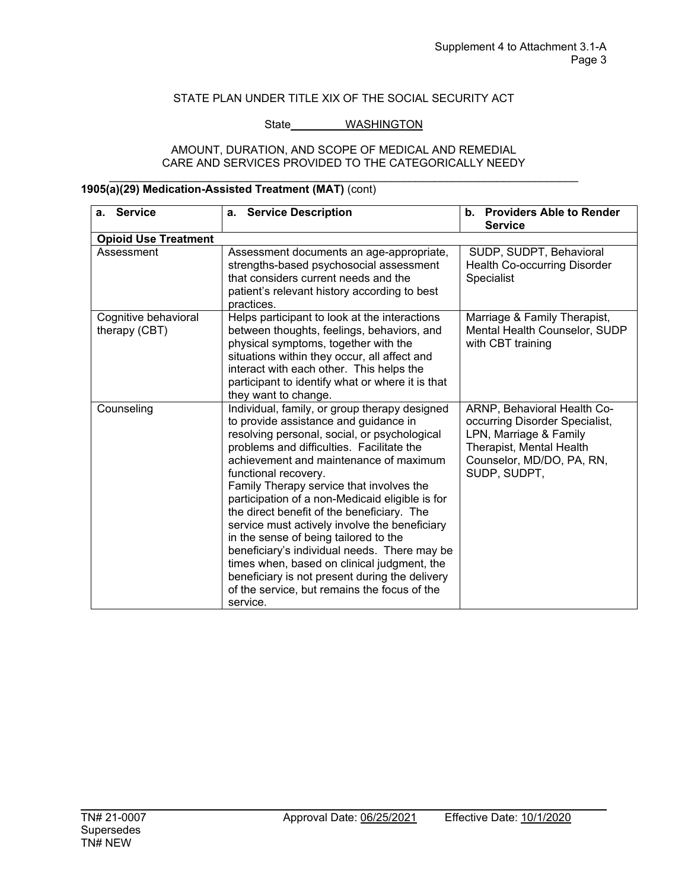STATE PLAN UNDER TITLE XIX OF THE SOCIAL SECURITY ACT

State WASHINGTON

AMOUNT, DURATION, AND SCOPE OF MEDICAL AND REMEDIAL CARE AND SERVICES PROVIDED TO THE CATEGORICALLY NEEDY

**1905(a)(29) Medication-Assisted Treatment (MAT)** (cont)

| a. Service | a. Service Description | b. Providers Able to Render Service |
|---|---|---|
| **Opioid Use Treatment** | | |
| Assessment | Assessment documents an age-appropriate, strengths-based psychosocial assessment that considers current needs and the patient's relevant history according to best practices. | SUDP, SUDPT, Behavioral Health Co-occurring Disorder Specialist |
| Cognitive behavioral therapy (CBT) | Helps participant to look at the interactions between thoughts, feelings, behaviors, and physical symptoms, together with the situations within they occur, all affect and interact with each other. This helps the participant to identify what or where it is that they want to change. | Marriage & Family Therapist, Mental Health Counselor, SUDP with CBT training |
| Counseling | Individual, family, or group therapy designed to provide assistance and guidance in resolving personal, social, or psychological problems and difficulties. Facilitate the achievement and maintenance of maximum functional recovery. Family Therapy service that involves the participation of a non-Medicaid eligible is for the direct benefit of the beneficiary. The service must actively involve the beneficiary in the sense of being tailored to the beneficiary's individual needs. There may be times when, based on clinical judgment, the beneficiary is not present during the delivery of the service, but remains the focus of the service. | ARNP, Behavioral Health Co-occurring Disorder Specialist, LPN, Marriage & Family Therapist, Mental Health Counselor, MD/DO, PA, RN, SUDP, SUDPT, |

TN# 21-0007 Approval Date: 06/25/2021 Effective Date: 10/1/2020
Supersedes
TN# NEW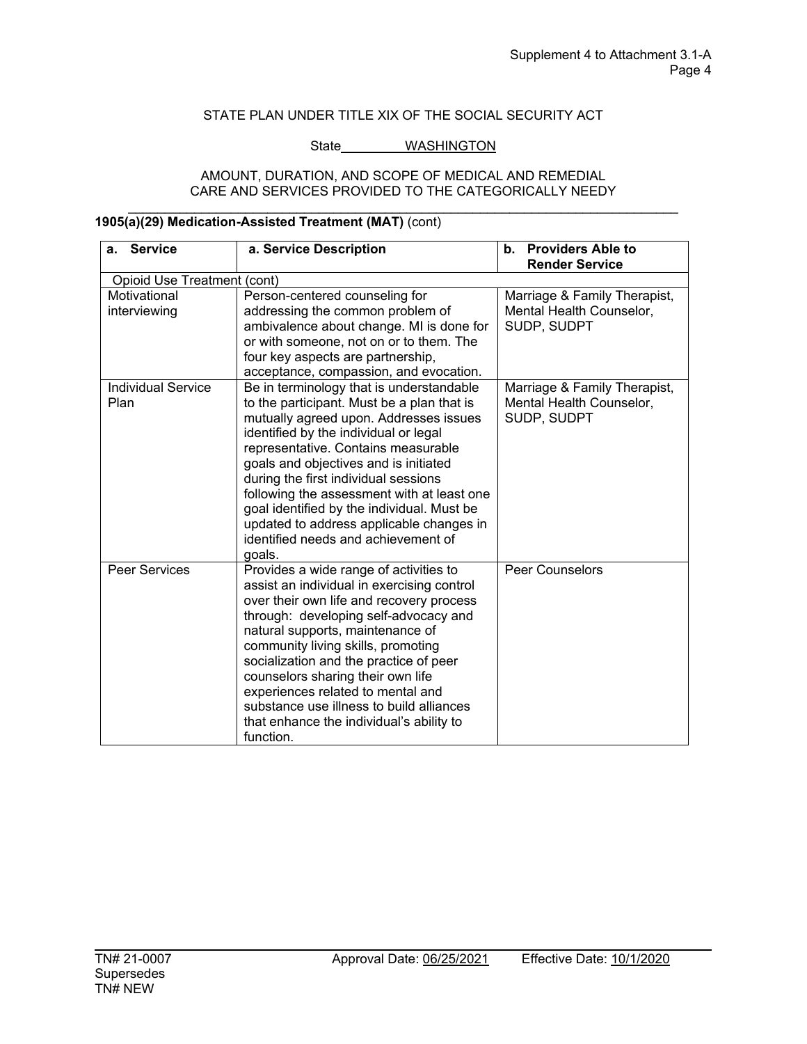STATE PLAN UNDER TITLE XIX OF THE SOCIAL SECURITY ACT

State WASHINGTON

AMOUNT, DURATION, AND SCOPE OF MEDICAL AND REMEDIAL CARE AND SERVICES PROVIDED TO THE CATEGORICALLY NEEDY

**1905(a)(29) Medication-Assisted Treatment (MAT)** (cont)

| a. Service | a. Service Description | b. Providers Able to Render Service |
|---|---|---|
| Opioid Use Treatment (cont) | | |
| Motivational interviewing | Person-centered counseling for addressing the common problem of ambivalence about change. MI is done for or with someone, not on or to them. The four key aspects are partnership, acceptance, compassion, and evocation. | Marriage & Family Therapist, Mental Health Counselor, SUDP, SUDPT |
| Individual Service Plan | Be in terminology that is understandable to the participant. Must be a plan that is mutually agreed upon. Addresses issues identified by the individual or legal representative. Contains measurable goals and objectives and is initiated during the first individual sessions following the assessment with at least one goal identified by the individual. Must be updated to address applicable changes in identified needs and achievement of goals. | Marriage & Family Therapist, Mental Health Counselor, SUDP, SUDPT |
| Peer Services | Provides a wide range of activities to assist an individual in exercising control over their own life and recovery process through: developing self-advocacy and natural supports, maintenance of community living skills, promoting socialization and the practice of peer counselors sharing their own life experiences related to mental and substance use illness to build alliances that enhance the individual's ability to function. | Peer Counselors |

TN# 21-0007 Approval Date: 06/25/2021 Effective Date: 10/1/2020
Supersedes
TN# NEW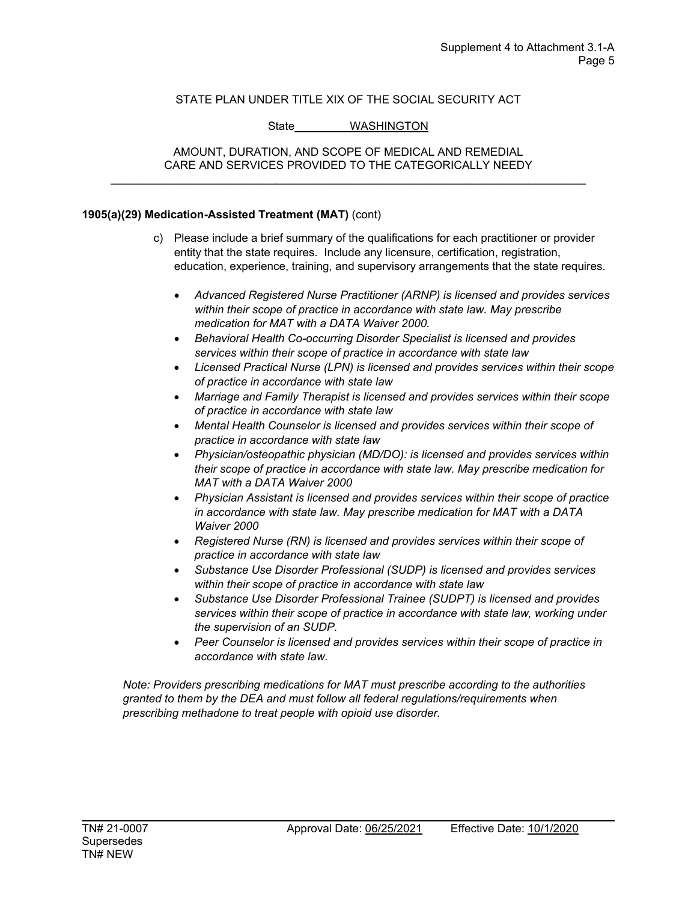STATE PLAN UNDER TITLE XIX OF THE SOCIAL SECURITY ACT

State WASHINGTON

AMOUNT, DURATION, AND SCOPE OF MEDICAL AND REMEDIAL CARE AND SERVICES PROVIDED TO THE CATEGORICALLY NEEDY

**1905(a)(29) Medication-Assisted Treatment (MAT)** (cont)

c) Please include a brief summary of the qualifications for each practitioner or provider entity that the state requires. Include any licensure, certification, registration, education, experience, training, and supervisory arrangements that the state requires.

- *Advanced Registered Nurse Practitioner (ARNP) is licensed and provides services within their scope of practice in accordance with state law. May prescribe medication for MAT with a DATA Waiver 2000.*
- *Behavioral Health Co-occurring Disorder Specialist is licensed and provides services within their scope of practice in accordance with state law*
- *Licensed Practical Nurse (LPN) is licensed and provides services within their scope of practice in accordance with state law*
- *Marriage and Family Therapist is licensed and provides services within their scope of practice in accordance with state law*
- *Mental Health Counselor is licensed and provides services within their scope of practice in accordance with state law*
- *Physician/osteopathic physician (MD/DO): is licensed and provides services within their scope of practice in accordance with state law. May prescribe medication for MAT with a DATA Waiver 2000*
- *Physician Assistant is licensed and provides services within their scope of practice in accordance with state law. May prescribe medication for MAT with a DATA Waiver 2000*
- *Registered Nurse (RN) is licensed and provides services within their scope of practice in accordance with state law*
- *Substance Use Disorder Professional (SUDP) is licensed and provides services within their scope of practice in accordance with state law*
- *Substance Use Disorder Professional Trainee (SUDPT) is licensed and provides services within their scope of practice in accordance with state law, working under the supervision of an SUDP.*
- *Peer Counselor is licensed and provides services within their scope of practice in accordance with state law.*

*Note: Providers prescribing medications for MAT must prescribe according to the authorities granted to them by the DEA and must follow all federal regulations/requirements when prescribing methadone to treat people with opioid use disorder.*

TN# 21-0007 Approval Date: 06/25/2021 Effective Date: 10/1/2020
Supersedes
TN# NEW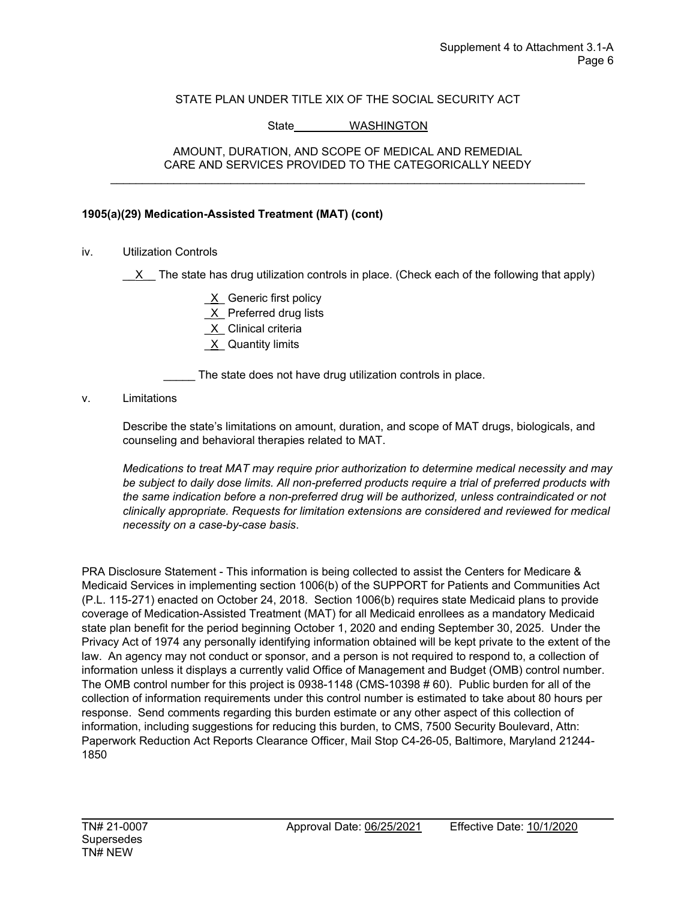STATE PLAN UNDER TITLE XIX OF THE SOCIAL SECURITY ACT

State WASHINGTON

AMOUNT, DURATION, AND SCOPE OF MEDICAL AND REMEDIAL CARE AND SERVICES PROVIDED TO THE CATEGORICALLY NEEDY

---

**1905(a)(29) Medication-Assisted Treatment (MAT) (cont)**

iv. Utilization Controls

__X__ The state has drug utilization controls in place. (Check each of the following that apply)

_X_ Generic first policy
_X_ Preferred drug lists
_X_ Clinical criteria
_X_ Quantity limits

_____ The state does not have drug utilization controls in place.

v. Limitations

Describe the state's limitations on amount, duration, and scope of MAT drugs, biologicals, and counseling and behavioral therapies related to MAT.

*Medications to treat MAT may require prior authorization to determine medical necessity and may be subject to daily dose limits. All non-preferred products require a trial of preferred products with the same indication before a non-preferred drug will be authorized, unless contraindicated or not clinically appropriate. Requests for limitation extensions are considered and reviewed for medical necessity on a case-by-case basis*.

PRA Disclosure Statement - This information is being collected to assist the Centers for Medicare & Medicaid Services in implementing section 1006(b) of the SUPPORT for Patients and Communities Act (P.L. 115-271) enacted on October 24, 2018. Section 1006(b) requires state Medicaid plans to provide coverage of Medication-Assisted Treatment (MAT) for all Medicaid enrollees as a mandatory Medicaid state plan benefit for the period beginning October 1, 2020 and ending September 30, 2025. Under the Privacy Act of 1974 any personally identifying information obtained will be kept private to the extent of the law. An agency may not conduct or sponsor, and a person is not required to respond to, a collection of information unless it displays a currently valid Office of Management and Budget (OMB) control number. The OMB control number for this project is 0938-1148 (CMS-10398 # 60). Public burden for all of the collection of information requirements under this control number is estimated to take about 80 hours per response. Send comments regarding this burden estimate or any other aspect of this collection of information, including suggestions for reducing this burden, to CMS, 7500 Security Boulevard, Attn: Paperwork Reduction Act Reports Clearance Officer, Mail Stop C4-26-05, Baltimore, Maryland 21244-1850

TN# 21-0007 Approval Date: 06/25/2021 Effective Date: 10/1/2020
Supersedes
TN# NEW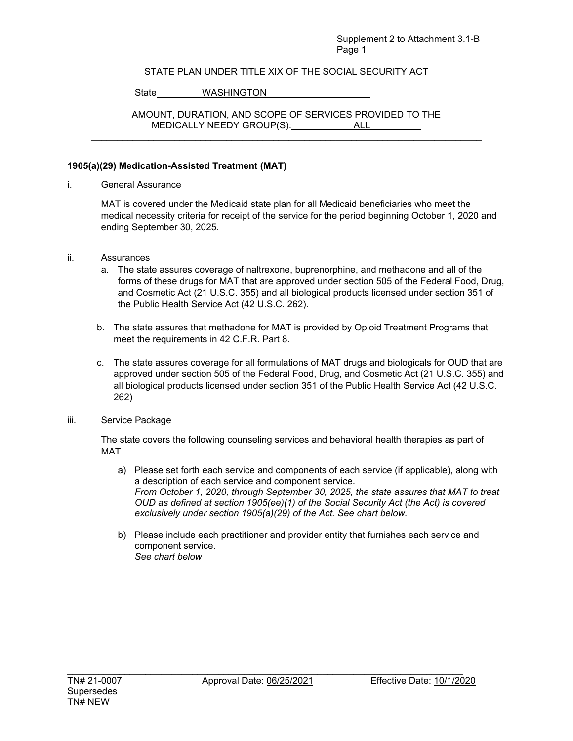STATE PLAN UNDER TITLE XIX OF THE SOCIAL SECURITY ACT

State WASHINGTON

AMOUNT, DURATION, AND SCOPE OF SERVICES PROVIDED TO THE MEDICALLY NEEDY GROUP(S): ALL

**1905(a)(29) Medication-Assisted Treatment (MAT)**

i. General Assurance

MAT is covered under the Medicaid state plan for all Medicaid beneficiaries who meet the medical necessity criteria for receipt of the service for the period beginning October 1, 2020 and ending September 30, 2025.

ii. Assurances

a. The state assures coverage of naltrexone, buprenorphine, and methadone and all of the forms of these drugs for MAT that are approved under section 505 of the Federal Food, Drug, and Cosmetic Act (21 U.S.C. 355) and all biological products licensed under section 351 of the Public Health Service Act (42 U.S.C. 262).

b. The state assures that methadone for MAT is provided by Opioid Treatment Programs that meet the requirements in 42 C.F.R. Part 8.

c. The state assures coverage for all formulations of MAT drugs and biologicals for OUD that are approved under section 505 of the Federal Food, Drug, and Cosmetic Act (21 U.S.C. 355) and all biological products licensed under section 351 of the Public Health Service Act (42 U.S.C. 262)

iii. Service Package

The state covers the following counseling services and behavioral health therapies as part of MAT

a) Please set forth each service and components of each service (if applicable), along with a description of each service and component service.
*From October 1, 2020, through September 30, 2025, the state assures that MAT to treat OUD as defined at section 1905(ee)(1) of the Social Security Act (the Act) is covered exclusively under section 1905(a)(29) of the Act. See chart below.*

b) Please include each practitioner and provider entity that furnishes each service and component service.
*See chart below*

TN# 21-0007 Supersedes TN# NEW | Approval Date: 06/25/2021 | Effective Date: 10/1/2020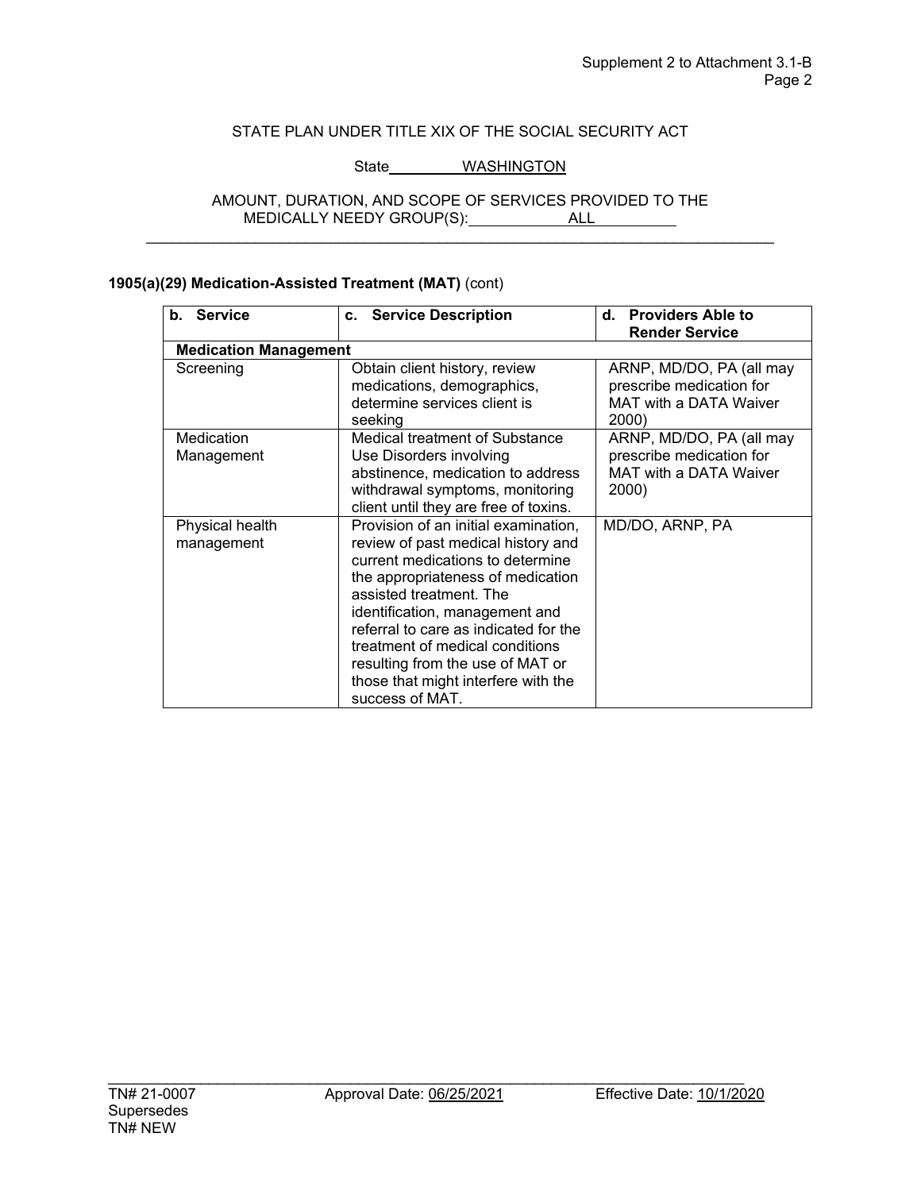STATE PLAN UNDER TITLE XIX OF THE SOCIAL SECURITY ACT

State WASHINGTON

AMOUNT, DURATION, AND SCOPE OF SERVICES PROVIDED TO THE MEDICALLY NEEDY GROUP(S): ALL

**1905(a)(29) Medication-Assisted Treatment (MAT)** (cont)

| b. Service | c. Service Description | d. Providers Able to Render Service |
|---|---|---|
| **Medication Management** | | |
| Screening | Obtain client history, review medications, demographics, determine services client is seeking | ARNP, MD/DO, PA (all may prescribe medication for MAT with a DATA Waiver 2000) |
| Medication Management | Medical treatment of Substance Use Disorders involving abstinence, medication to address withdrawal symptoms, monitoring client until they are free of toxins. | ARNP, MD/DO, PA (all may prescribe medication for MAT with a DATA Waiver 2000) |
| Physical health management | Provision of an initial examination, review of past medical history and current medications to determine the appropriateness of medication assisted treatment. The identification, management and referral to care as indicated for the treatment of medical conditions resulting from the use of MAT or those that might interfere with the success of MAT. | MD/DO, ARNP, PA |

TN# 21-0007 Supersedes TN# NEW | Approval Date: 06/25/2021 | Effective Date: 10/1/2020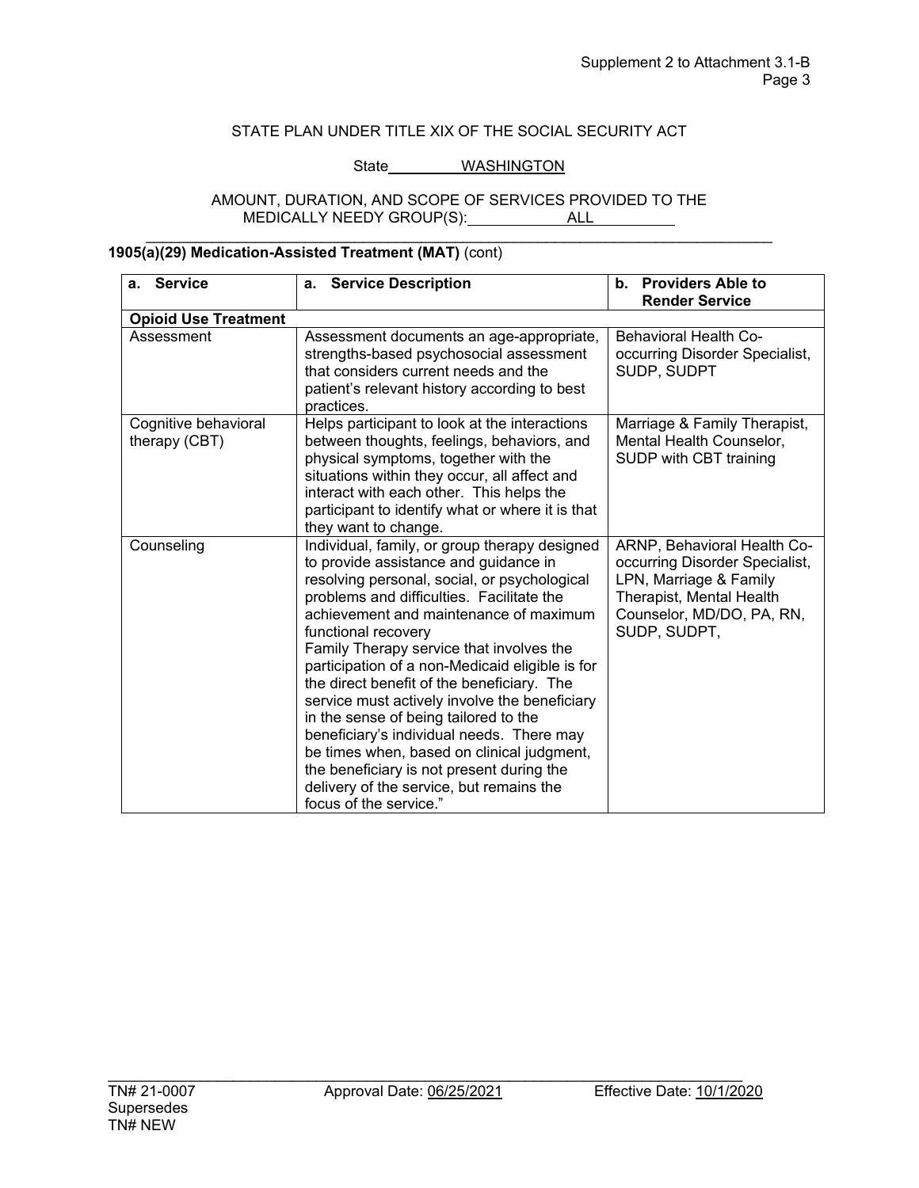STATE PLAN UNDER TITLE XIX OF THE SOCIAL SECURITY ACT

State WASHINGTON

AMOUNT, DURATION, AND SCOPE OF SERVICES PROVIDED TO THE MEDICALLY NEEDY GROUP(S): ALL

**1905(a)(29) Medication-Assisted Treatment (MAT)** (cont)

| a. Service | a. Service Description | b. Providers Able to Render Service |
|---|---|---|
| **Opioid Use Treatment** | | |
| Assessment | Assessment documents an age-appropriate, strengths-based psychosocial assessment that considers current needs and the patient's relevant history according to best practices. | Behavioral Health Co-occurring Disorder Specialist, SUDP, SUDPT |
| Cognitive behavioral therapy (CBT) | Helps participant to look at the interactions between thoughts, feelings, behaviors, and physical symptoms, together with the situations within they occur, all affect and interact with each other. This helps the participant to identify what or where it is that they want to change. | Marriage & Family Therapist, Mental Health Counselor, SUDP with CBT training |
| Counseling | Individual, family, or group therapy designed to provide assistance and guidance in resolving personal, social, or psychological problems and difficulties. Facilitate the achievement and maintenance of maximum functional recovery<br>Family Therapy service that involves the participation of a non-Medicaid eligible is for the direct benefit of the beneficiary. The service must actively involve the beneficiary in the sense of being tailored to the beneficiary's individual needs. There may be times when, based on clinical judgment, the beneficiary is not present during the delivery of the service, but remains the focus of the service." | ARNP, Behavioral Health Co-occurring Disorder Specialist, LPN, Marriage & Family Therapist, Mental Health Counselor, MD/DO, PA, RN, SUDP, SUDPT, |

TN# 21-0007 Approval Date: 06/25/2021 Effective Date: 10/1/2020
Supersedes
TN# NEW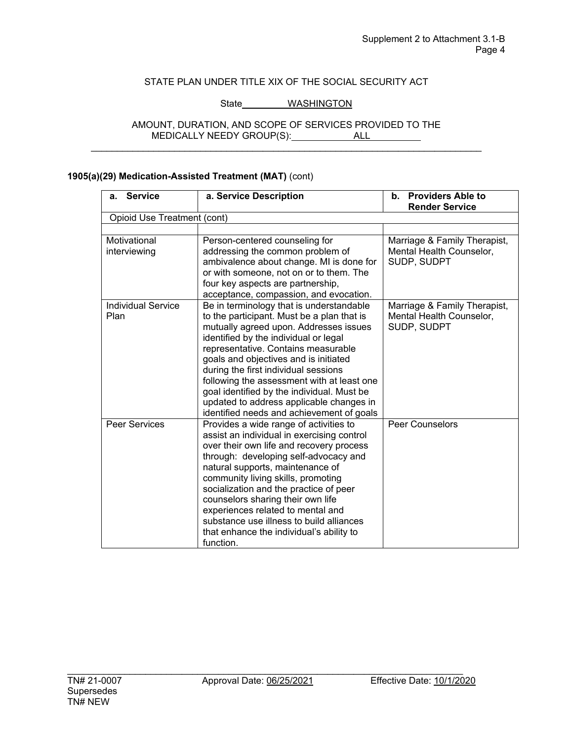STATE PLAN UNDER TITLE XIX OF THE SOCIAL SECURITY ACT

State WASHINGTON

AMOUNT, DURATION, AND SCOPE OF SERVICES PROVIDED TO THE MEDICALLY NEEDY GROUP(S): ALL

**1905(a)(29) Medication-Assisted Treatment (MAT)** (cont)

| **a. Service** | **a. Service Description** | **b. Providers Able to Render Service** |
|---|---|---|
| Opioid Use Treatment (cont) | | |
| | | |
| Motivational interviewing | Person-centered counseling for addressing the common problem of ambivalence about change. MI is done for or with someone, not on or to them. The four key aspects are partnership, acceptance, compassion, and evocation. | Marriage & Family Therapist, Mental Health Counselor, SUDP, SUDPT |
| Individual Service Plan | Be in terminology that is understandable to the participant. Must be a plan that is mutually agreed upon. Addresses issues identified by the individual or legal representative. Contains measurable goals and objectives and is initiated during the first individual sessions following the assessment with at least one goal identified by the individual. Must be updated to address applicable changes in identified needs and achievement of goals | Marriage & Family Therapist, Mental Health Counselor, SUDP, SUDPT |
| Peer Services | Provides a wide range of activities to assist an individual in exercising control over their own life and recovery process through: developing self-advocacy and natural supports, maintenance of community living skills, promoting socialization and the practice of peer counselors sharing their own life experiences related to mental and substance use illness to build alliances that enhance the individual's ability to function. | Peer Counselors |

TN# 21-0007 Approval Date: 06/25/2021 Effective Date: 10/1/2020
Supersedes
TN# NEW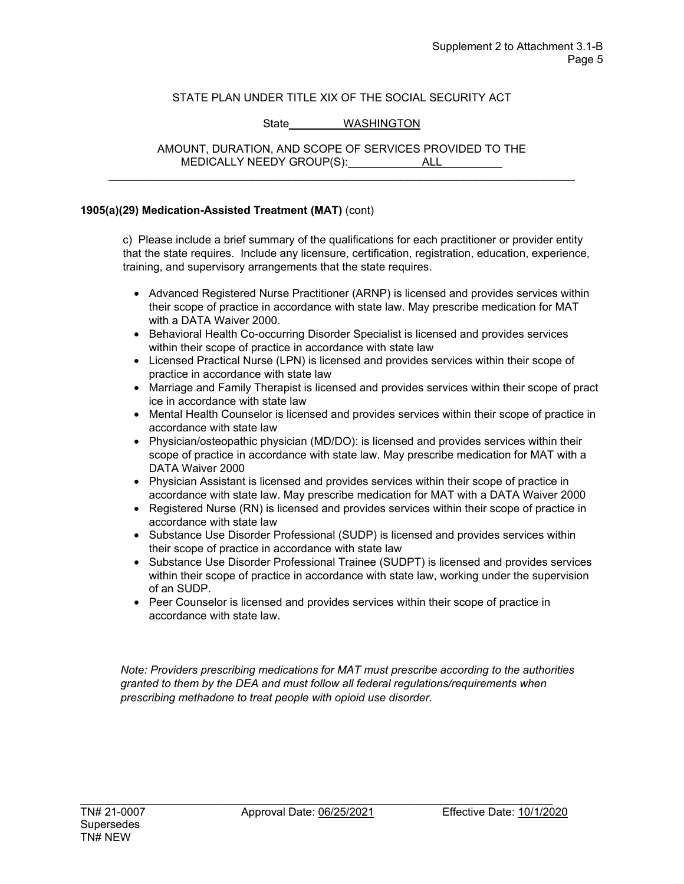STATE PLAN UNDER TITLE XIX OF THE SOCIAL SECURITY ACT

State WASHINGTON

AMOUNT, DURATION, AND SCOPE OF SERVICES PROVIDED TO THE MEDICALLY NEEDY GROUP(S): ALL

**1905(a)(29) Medication-Assisted Treatment (MAT)** (cont)

c) Please include a brief summary of the qualifications for each practitioner or provider entity that the state requires. Include any licensure, certification, registration, education, experience, training, and supervisory arrangements that the state requires.

- Advanced Registered Nurse Practitioner (ARNP) is licensed and provides services within their scope of practice in accordance with state law. May prescribe medication for MAT with a DATA Waiver 2000.
- Behavioral Health Co-occurring Disorder Specialist is licensed and provides services within their scope of practice in accordance with state law
- Licensed Practical Nurse (LPN) is licensed and provides services within their scope of practice in accordance with state law
- Marriage and Family Therapist is licensed and provides services within their scope of pract ice in accordance with state law
- Mental Health Counselor is licensed and provides services within their scope of practice in accordance with state law
- Physician/osteopathic physician (MD/DO): is licensed and provides services within their scope of practice in accordance with state law. May prescribe medication for MAT with a DATA Waiver 2000
- Physician Assistant is licensed and provides services within their scope of practice in accordance with state law. May prescribe medication for MAT with a DATA Waiver 2000
- Registered Nurse (RN) is licensed and provides services within their scope of practice in accordance with state law
- Substance Use Disorder Professional (SUDP) is licensed and provides services within their scope of practice in accordance with state law
- Substance Use Disorder Professional Trainee (SUDPT) is licensed and provides services within their scope of practice in accordance with state law, working under the supervision of an SUDP.
- Peer Counselor is licensed and provides services within their scope of practice in accordance with state law.

*Note: Providers prescribing medications for MAT must prescribe according to the authorities granted to them by the DEA and must follow all federal regulations/requirements when prescribing methadone to treat people with opioid use disorder.*

TN# 21-0007 Approval Date: 06/25/2021 Effective Date: 10/1/2020
Supersedes
TN# NEW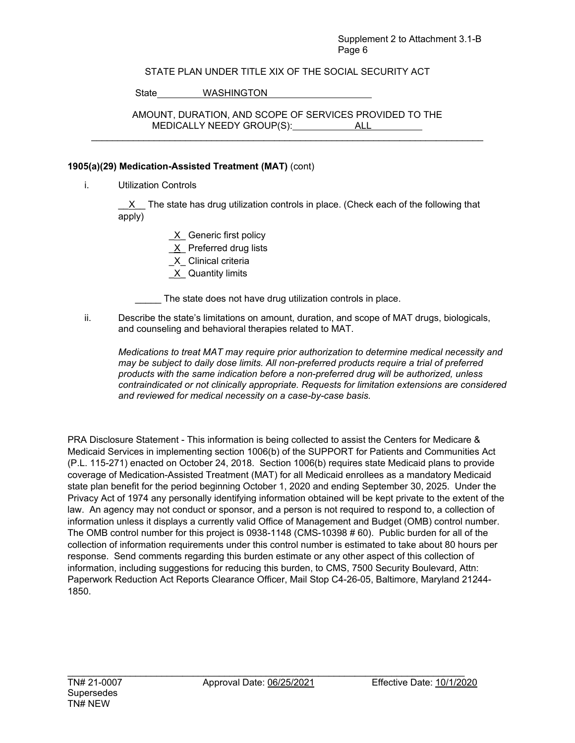STATE PLAN UNDER TITLE XIX OF THE SOCIAL SECURITY ACT

State WASHINGTON

AMOUNT, DURATION, AND SCOPE OF SERVICES PROVIDED TO THE MEDICALLY NEEDY GROUP(S): ALL

---

**1905(a)(29) Medication-Assisted Treatment (MAT)** (cont)

i. Utilization Controls

__X__ The state has drug utilization controls in place. (Check each of the following that apply)

_X_ Generic first policy
_X_ Preferred drug lists
_X_ Clinical criteria
_X_ Quantity limits

_____ The state does not have drug utilization controls in place.

ii. Describe the state's limitations on amount, duration, and scope of MAT drugs, biologicals, and counseling and behavioral therapies related to MAT.

*Medications to treat MAT may require prior authorization to determine medical necessity and may be subject to daily dose limits. All non-preferred products require a trial of preferred products with the same indication before a non-preferred drug will be authorized, unless contraindicated or not clinically appropriate. Requests for limitation extensions are considered and reviewed for medical necessity on a case-by-case basis.*

PRA Disclosure Statement - This information is being collected to assist the Centers for Medicare & Medicaid Services in implementing section 1006(b) of the SUPPORT for Patients and Communities Act (P.L. 115-271) enacted on October 24, 2018. Section 1006(b) requires state Medicaid plans to provide coverage of Medication-Assisted Treatment (MAT) for all Medicaid enrollees as a mandatory Medicaid state plan benefit for the period beginning October 1, 2020 and ending September 30, 2025. Under the Privacy Act of 1974 any personally identifying information obtained will be kept private to the extent of the law. An agency may not conduct or sponsor, and a person is not required to respond to, a collection of information unless it displays a currently valid Office of Management and Budget (OMB) control number. The OMB control number for this project is 0938-1148 (CMS-10398 # 60). Public burden for all of the collection of information requirements under this control number is estimated to take about 80 hours per response. Send comments regarding this burden estimate or any other aspect of this collection of information, including suggestions for reducing this burden, to CMS, 7500 Security Boulevard, Attn: Paperwork Reduction Act Reports Clearance Officer, Mail Stop C4-26-05, Baltimore, Maryland 21244-1850.

TN# 21-0007 Approval Date: 06/25/2021 Effective Date: 10/1/2020
Supersedes
TN# NEW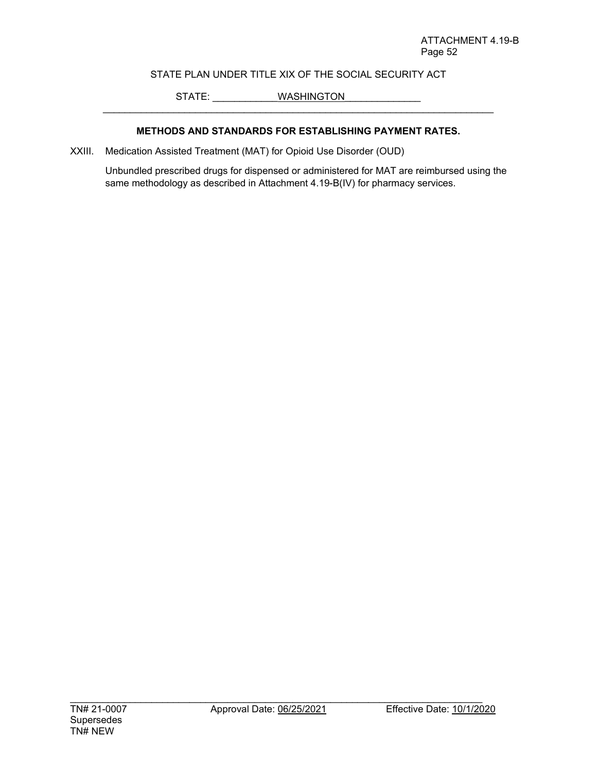STATE PLAN UNDER TITLE XIX OF THE SOCIAL SECURITY ACT

STATE: WASHINGTON

## METHODS AND STANDARDS FOR ESTABLISHING PAYMENT RATES.

XXIII. Medication Assisted Treatment (MAT) for Opioid Use Disorder (OUD)

Unbundled prescribed drugs for dispensed or administered for MAT are reimbursed using the same methodology as described in Attachment 4.19-B(IV) for pharmacy services.

TN# 21-0007 Approval Date: 06/25/2021 Effective Date: 10/1/2020
Supersedes
TN# NEW